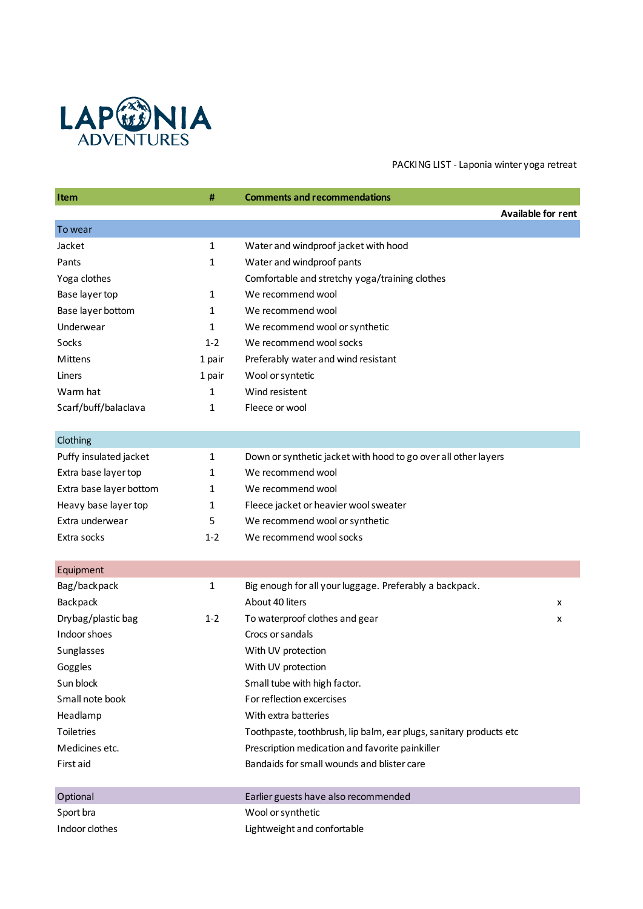LAPONIA ADVENTURES

PACKING LIST - Laponia winter yoga retreat

| Item | # | Comments and recommendations | Available for rent |
|---|---|---|---|
| **To wear** | | | |
| Jacket | 1 | Water and windproof jacket with hood | |
| Pants | 1 | Water and windproof pants | |
| Yoga clothes | | Comfortable and stretchy yoga/training clothes | |
| Base layer top | 1 | We recommend wool | |
| Base layer bottom | 1 | We recommend wool | |
| Underwear | 1 | We recommend wool or synthetic | |
| Socks | 1-2 | We recommend wool socks | |
| Mittens | 1 pair | Preferably water and wind resistant | |
| Liners | 1 pair | Wool or syntetic | |
| Warm hat | 1 | Wind resistent | |
| Scarf/buff/balaclava | 1 | Fleece or wool | |
| **Clothing** | | | |
| Puffy insulated jacket | 1 | Down or synthetic jacket with hood to go over all other layers | |
| Extra base layer top | 1 | We recommend wool | |
| Extra base layer bottom | 1 | We recommend wool | |
| Heavy base layer top | 1 | Fleece jacket or heavier wool sweater | |
| Extra underwear | 5 | We recommend wool or synthetic | |
| Extra socks | 1-2 | We recommend wool socks | |
| **Equipment** | | | |
| Bag/backpack | 1 | Big enough for all your luggage. Preferably a backpack. | |
| Backpack | | About 40 liters | x |
| Drybag/plastic bag | 1-2 | To waterproof clothes and gear | x |
| Indoor shoes | | Crocs or sandals | |
| Sunglasses | | With UV protection | |
| Goggles | | With UV protection | |
| Sun block | | Small tube with high factor. | |
| Small note book | | For reflection excercises | |
| Headlamp | | With extra batteries | |
| Toiletries | | Toothpaste, toothbrush, lip balm, ear plugs, sanitary products etc | |
| Medicines etc. | | Prescription medication and favorite painkiller | |
| First aid | | Bandaids for small wounds and blister care | |
| **Optional** | | **Earlier guests have also recommended** | |
| Sport bra | | Wool or synthetic | |
| Indoor clothes | | Lightweight and confortable | |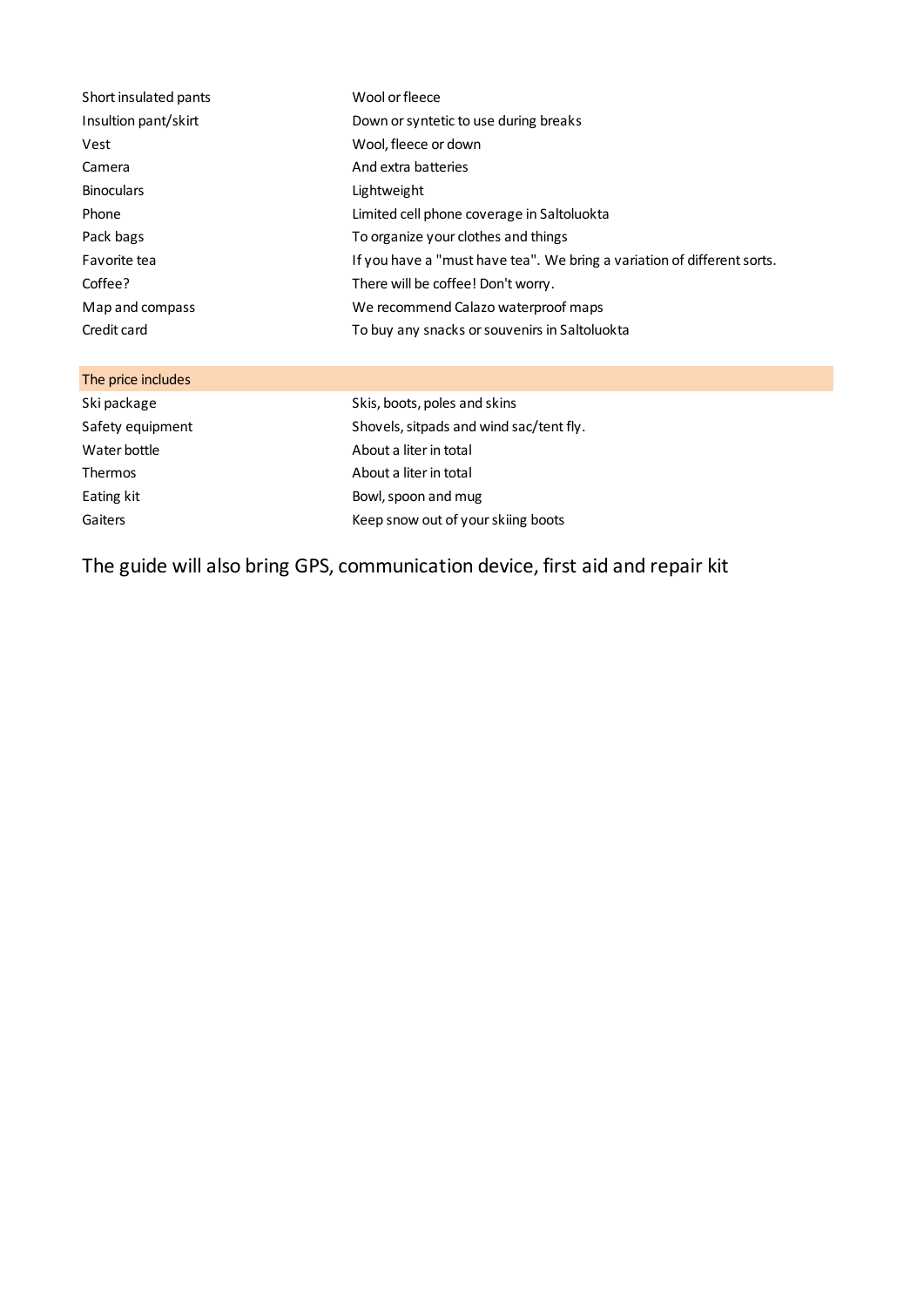| | |
|---|---|
| Short insulated pants | Wool or fleece |
| Insultion pant/skirt | Down or syntetic to use during breaks |
| Vest | Wool, fleece or down |
| Camera | And extra batteries |
| Binoculars | Lightweight |
| Phone | Limited cell phone coverage in Saltoluokta |
| Pack bags | To organize your clothes and things |
| Favorite tea | If you have a "must have tea". We bring a variation of different sorts. |
| Coffee? | There will be coffee! Don't worry. |
| Map and compass | We recommend Calazo waterproof maps |
| Credit card | To buy any snacks or souvenirs in Saltoluokta |

| The price includes | |
|---|---|
| Ski package | Skis, boots, poles and skins |
| Safety equipment | Shovels, sitpads and wind sac/tent fly. |
| Water bottle | About a liter in total |
| Thermos | About a liter in total |
| Eating kit | Bowl, spoon and mug |
| Gaiters | Keep snow out of your skiing boots |

The guide will also bring GPS, communication device, first aid and repair kit